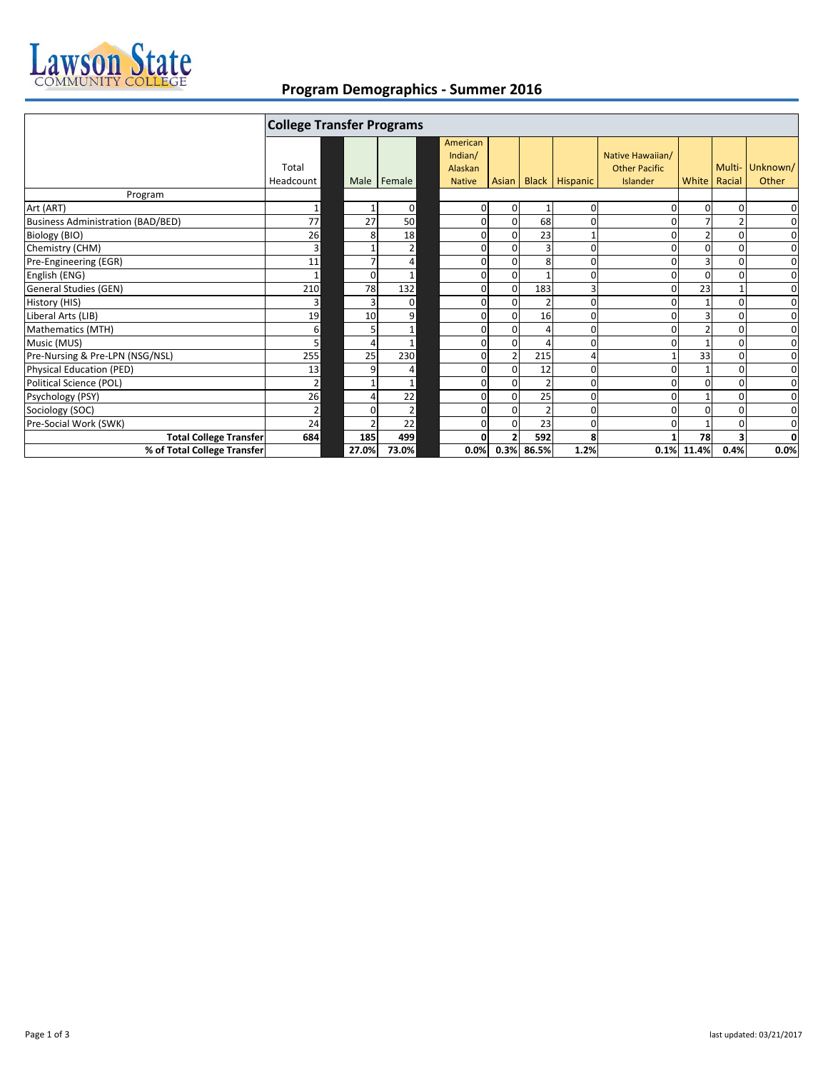Lawson State Community College

# Program Demographics - Summer 2016

| Program | College Transfer Programs | | | | | | | | | | |
|---|---|---|---|---|---|---|---|---|---|---|---|
| | Total Headcount | Male | Female | American Indian/ Alaskan Native | Asian | Black | Hispanic | Native Hawaiian/ Other Pacific Islander | White | Multi-Racial | Unknown/ Other |
| Art (ART) | 1 | 1 | 0 | 0 | 0 | 1 | 0 | 0 | 0 | 0 | 0 |
| Business Administration (BAD/BED) | 77 | 27 | 50 | 0 | 0 | 68 | 0 | 0 | 7 | 2 | 0 |
| Biology (BIO) | 26 | 8 | 18 | 0 | 0 | 23 | 1 | 0 | 2 | 0 | 0 |
| Chemistry (CHM) | 3 | 1 | 2 | 0 | 0 | 3 | 0 | 0 | 0 | 0 | 0 |
| Pre-Engineering (EGR) | 11 | 7 | 4 | 0 | 0 | 8 | 0 | 0 | 3 | 0 | 0 |
| English (ENG) | 1 | 0 | 1 | 0 | 0 | 1 | 0 | 0 | 0 | 0 | 0 |
| General Studies (GEN) | 210 | 78 | 132 | 0 | 0 | 183 | 3 | 0 | 23 | 1 | 0 |
| History (HIS) | 3 | 3 | 0 | 0 | 0 | 2 | 0 | 0 | 1 | 0 | 0 |
| Liberal Arts (LIB) | 19 | 10 | 9 | 0 | 0 | 16 | 0 | 0 | 3 | 0 | 0 |
| Mathematics (MTH) | 6 | 5 | 1 | 0 | 0 | 4 | 0 | 0 | 2 | 0 | 0 |
| Music (MUS) | 5 | 4 | 1 | 0 | 0 | 4 | 0 | 0 | 1 | 0 | 0 |
| Pre-Nursing & Pre-LPN (NSG/NSL) | 255 | 25 | 230 | 0 | 2 | 215 | 4 | 1 | 33 | 0 | 0 |
| Physical Education (PED) | 13 | 9 | 4 | 0 | 0 | 12 | 0 | 0 | 1 | 0 | 0 |
| Political Science (POL) | 2 | 1 | 1 | 0 | 0 | 2 | 0 | 0 | 0 | 0 | 0 |
| Psychology (PSY) | 26 | 4 | 22 | 0 | 0 | 25 | 0 | 0 | 1 | 0 | 0 |
| Sociology (SOC) | 2 | 0 | 2 | 0 | 0 | 2 | 0 | 0 | 0 | 0 | 0 |
| Pre-Social Work (SWK) | 24 | 2 | 22 | 0 | 0 | 23 | 0 | 0 | 1 | 0 | 0 |
| **Total College Transfer** | **684** | **185** | **499** | **0** | **2** | **592** | **8** | **1** | **78** | **3** | **0** |
| **% of Total College Transfer** | | **27.0%** | **73.0%** | **0.0%** | **0.3%** | **86.5%** | **1.2%** | **0.1%** | **11.4%** | **0.4%** | **0.0%** |

last updated: 03/21/2017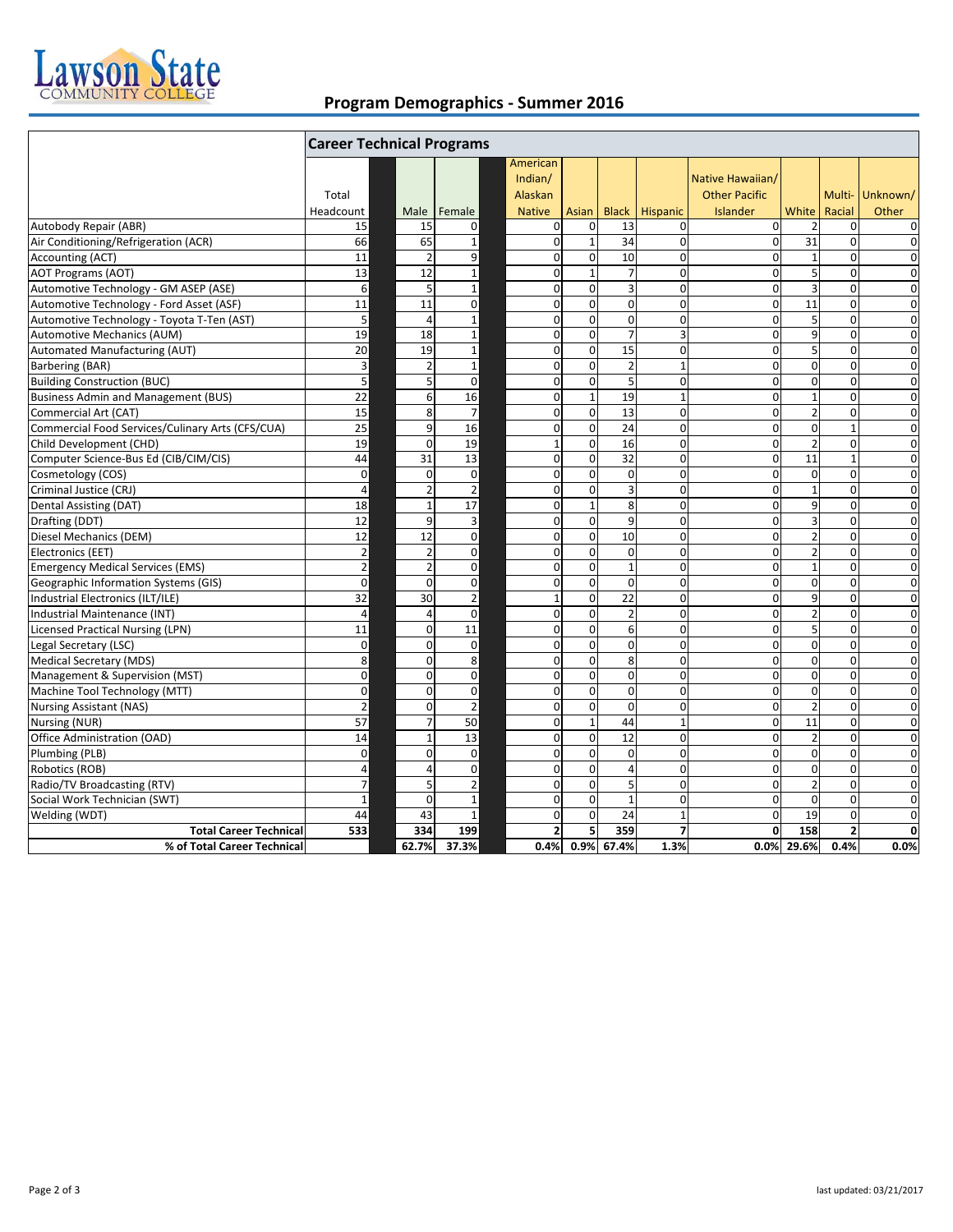# Program Demographics - Summer 2016

## Career Technical Programs

| | Total Headcount | Male | Female | American Indian/ Alaskan Native | Asian | Black | Hispanic | Native Hawaiian/ Other Pacific Islander | White | Multi-Racial | Unknown/ Other |
|---|---|---|---|---|---|---|---|---|---|---|---|
| Autobody Repair (ABR) | 15 | 15 | 0 | 0 | 0 | 13 | 0 | 0 | 2 | 0 | 0 |
| Air Conditioning/Refrigeration (ACR) | 66 | 65 | 1 | 0 | 1 | 34 | 0 | 0 | 31 | 0 | 0 |
| Accounting (ACT) | 11 | 2 | 9 | 0 | 0 | 10 | 0 | 0 | 1 | 0 | 0 |
| AOT Programs (AOT) | 13 | 12 | 1 | 0 | 1 | 7 | 0 | 0 | 5 | 0 | 0 |
| Automotive Technology - GM ASEP (ASE) | 6 | 5 | 1 | 0 | 0 | 3 | 0 | 0 | 3 | 0 | 0 |
| Automotive Technology - Ford Asset (ASF) | 11 | 11 | 0 | 0 | 0 | 0 | 0 | 0 | 11 | 0 | 0 |
| Automotive Technology - Toyota T-Ten (AST) | 5 | 4 | 1 | 0 | 0 | 0 | 0 | 0 | 5 | 0 | 0 |
| Automotive Mechanics (AUM) | 19 | 18 | 1 | 0 | 0 | 7 | 3 | 0 | 9 | 0 | 0 |
| Automated Manufacturing (AUT) | 20 | 19 | 1 | 0 | 0 | 15 | 0 | 0 | 5 | 0 | 0 |
| Barbering (BAR) | 3 | 2 | 1 | 0 | 0 | 2 | 1 | 0 | 0 | 0 | 0 |
| Building Construction (BUC) | 5 | 5 | 0 | 0 | 0 | 5 | 0 | 0 | 0 | 0 | 0 |
| Business Admin and Management (BUS) | 22 | 6 | 16 | 0 | 1 | 19 | 1 | 0 | 1 | 0 | 0 |
| Commercial Art (CAT) | 15 | 8 | 7 | 0 | 0 | 13 | 0 | 0 | 2 | 0 | 0 |
| Commercial Food Services/Culinary Arts (CFS/CUA) | 25 | 9 | 16 | 0 | 0 | 24 | 0 | 0 | 0 | 1 | 0 |
| Child Development (CHD) | 19 | 0 | 19 | 1 | 0 | 16 | 0 | 0 | 2 | 0 | 0 |
| Computer Science-Bus Ed (CIB/CIM/CIS) | 44 | 31 | 13 | 0 | 0 | 32 | 0 | 0 | 11 | 1 | 0 |
| Cosmetology (COS) | 0 | 0 | 0 | 0 | 0 | 0 | 0 | 0 | 0 | 0 | 0 |
| Criminal Justice (CRJ) | 4 | 2 | 2 | 0 | 0 | 3 | 0 | 0 | 1 | 0 | 0 |
| Dental Assisting (DAT) | 18 | 1 | 17 | 0 | 1 | 8 | 0 | 0 | 9 | 0 | 0 |
| Drafting (DDT) | 12 | 9 | 3 | 0 | 0 | 9 | 0 | 0 | 3 | 0 | 0 |
| Diesel Mechanics (DEM) | 12 | 12 | 0 | 0 | 0 | 10 | 0 | 0 | 2 | 0 | 0 |
| Electronics (EET) | 2 | 2 | 0 | 0 | 0 | 0 | 0 | 0 | 2 | 0 | 0 |
| Emergency Medical Services (EMS) | 2 | 2 | 0 | 0 | 0 | 1 | 0 | 0 | 1 | 0 | 0 |
| Geographic Information Systems (GIS) | 0 | 0 | 0 | 0 | 0 | 0 | 0 | 0 | 0 | 0 | 0 |
| Industrial Electronics (ILT/ILE) | 32 | 30 | 2 | 1 | 0 | 22 | 0 | 0 | 9 | 0 | 0 |
| Industrial Maintenance (INT) | 4 | 4 | 0 | 0 | 0 | 2 | 0 | 0 | 2 | 0 | 0 |
| Licensed Practical Nursing (LPN) | 11 | 0 | 11 | 0 | 0 | 6 | 0 | 0 | 5 | 0 | 0 |
| Legal Secretary (LSC) | 0 | 0 | 0 | 0 | 0 | 0 | 0 | 0 | 0 | 0 | 0 |
| Medical Secretary (MDS) | 8 | 0 | 8 | 0 | 0 | 8 | 0 | 0 | 0 | 0 | 0 |
| Management & Supervision (MST) | 0 | 0 | 0 | 0 | 0 | 0 | 0 | 0 | 0 | 0 | 0 |
| Machine Tool Technology (MTT) | 0 | 0 | 0 | 0 | 0 | 0 | 0 | 0 | 0 | 0 | 0 |
| Nursing Assistant (NAS) | 2 | 0 | 2 | 0 | 0 | 0 | 0 | 0 | 2 | 0 | 0 |
| Nursing (NUR) | 57 | 7 | 50 | 0 | 1 | 44 | 1 | 0 | 11 | 0 | 0 |
| Office Administration (OAD) | 14 | 1 | 13 | 0 | 0 | 12 | 0 | 0 | 2 | 0 | 0 |
| Plumbing (PLB) | 0 | 0 | 0 | 0 | 0 | 0 | 0 | 0 | 0 | 0 | 0 |
| Robotics (ROB) | 4 | 4 | 0 | 0 | 0 | 4 | 0 | 0 | 0 | 0 | 0 |
| Radio/TV Broadcasting (RTV) | 7 | 5 | 2 | 0 | 0 | 5 | 0 | 0 | 2 | 0 | 0 |
| Social Work Technician (SWT) | 1 | 0 | 1 | 0 | 0 | 1 | 0 | 0 | 0 | 0 | 0 |
| Welding (WDT) | 44 | 43 | 1 | 0 | 0 | 24 | 1 | 0 | 19 | 0 | 0 |
| **Total Career Technical** | **533** | **334** | **199** | **2** | **5** | **359** | **7** | **0** | **158** | **2** | **0** |
| **% of Total Career Technical** | | **62.7%** | **37.3%** | **0.4%** | **0.9%** | **67.4%** | **1.3%** | **0.0%** | **29.6%** | **0.4%** | **0.0%** |

last updated: 03/21/2017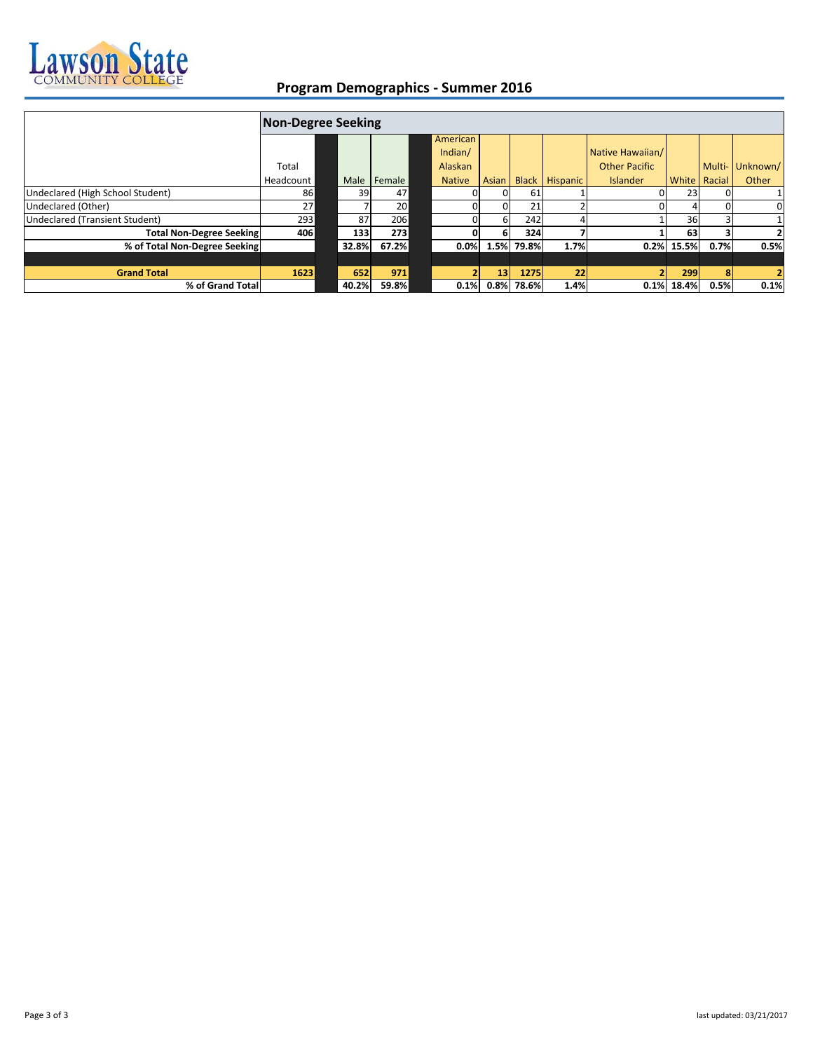# Program Demographics - Summer 2016

| | Non-Degree Seeking | | | | | | | | | | |
|---|---|---|---|---|---|---|---|---|---|---|---|
| | Total Headcount | Male | Female | American Indian/ Alaskan Native | Asian | Black | Hispanic | Native Hawaiian/ Other Pacific Islander | White | Multi-Racial | Unknown/ Other |
| Undeclared (High School Student) | 86 | 39 | 47 | 0 | 0 | 61 | 1 | 0 | 23 | 0 | 1 |
| Undeclared (Other) | 27 | 7 | 20 | 0 | 0 | 21 | 2 | 0 | 4 | 0 | 0 |
| Undeclared (Transient Student) | 293 | 87 | 206 | 0 | 6 | 242 | 4 | 1 | 36 | 3 | 1 |
| **Total Non-Degree Seeking** | **406** | **133** | **273** | **0** | **6** | **324** | **7** | **1** | **63** | **3** | **2** |
| **% of Total Non-Degree Seeking** | | **32.8%** | **67.2%** | **0.0%** | **1.5%** | **79.8%** | **1.7%** | **0.2%** | **15.5%** | **0.7%** | **0.5%** |
| **Grand Total** | **1623** | **652** | **971** | **2** | **13** | **1275** | **22** | **2** | **299** | **8** | **2** |
| **% of Grand Total** | | **40.2%** | **59.8%** | **0.1%** | **0.8%** | **78.6%** | **1.4%** | **0.1%** | **18.4%** | **0.5%** | **0.1%** |

last updated: 03/21/2017